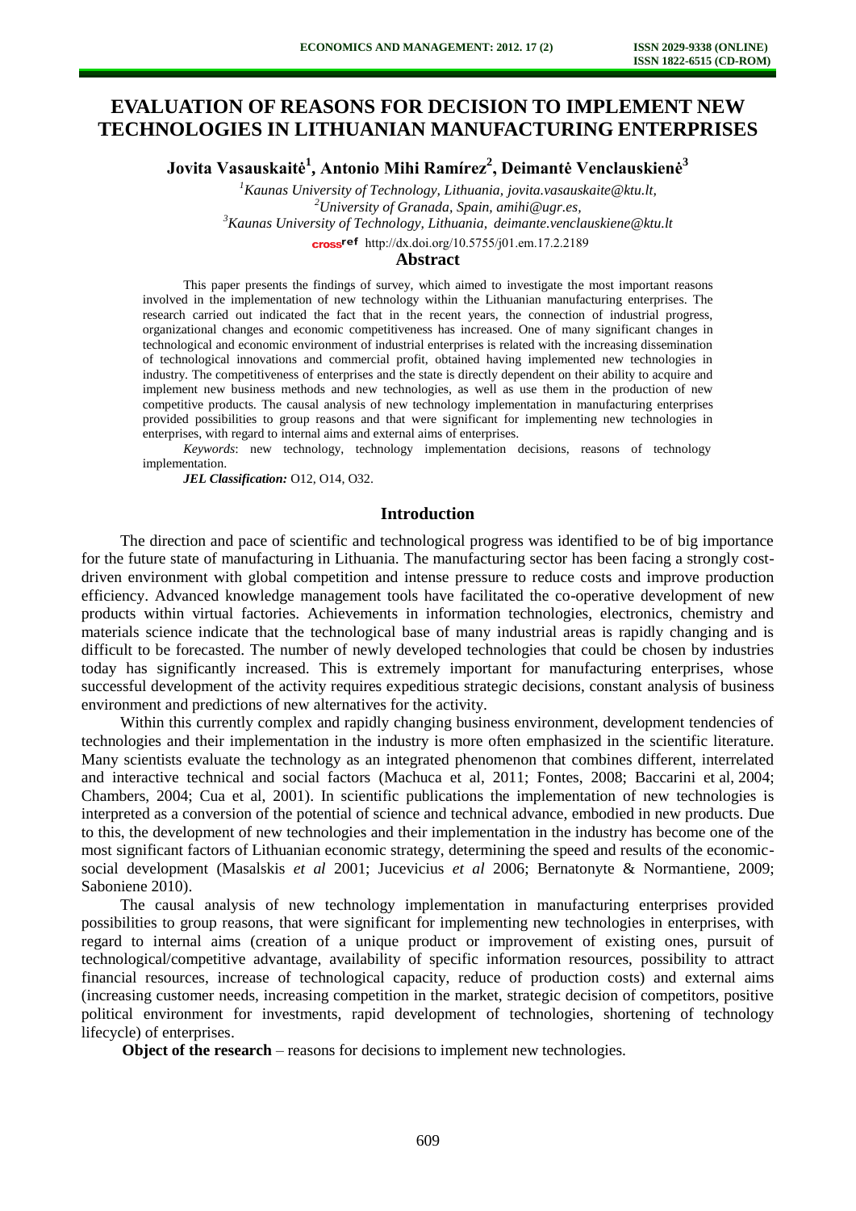# EVALUATION OF REASONS FOR DECISION TO IMPLEMENT NEW TECHNOLOGIES IN LITHUANIAN MANUFACTURING ENTERPRISES

**Jovita Vasauskaitė[1], Antonio Mihi Ramírez[2], Deimantė Venclauskienė[3]**

[1]*Kaunas University of Technology, Lithuania, jovita.vasauskaite@ktu.lt,*
[2]*University of Granada, Spain, amihi@ugr.es,*
[3]*Kaunas University of Technology, Lithuania, deimante.venclauskiene@ktu.lt*

http://dx.doi.org/10.5755/j01.em.17.2.2189

## Abstract

This paper presents the findings of survey, which aimed to investigate the most important reasons involved in the implementation of new technology within the Lithuanian manufacturing enterprises. The research carried out indicated the fact that in the recent years, the connection of industrial progress, organizational changes and economic competitiveness has increased. One of many significant changes in technological and economic environment of industrial enterprises is related with the increasing dissemination of technological innovations and commercial profit, obtained having implemented new technologies in industry. The competitiveness of enterprises and the state is directly dependent on their ability to acquire and implement new business methods and new technologies, as well as use them in the production of new competitive products. The causal analysis of new technology implementation in manufacturing enterprises provided possibilities to group reasons and that were significant for implementing new technologies in enterprises, with regard to internal aims and external aims of enterprises.

*Keywords*: new technology, technology implementation decisions, reasons of technology implementation.

***JEL Classification:*** O12, O14, O32.

## Introduction

The direction and pace of scientific and technological progress was identified to be of big importance for the future state of manufacturing in Lithuania. The manufacturing sector has been facing a strongly cost-driven environment with global competition and intense pressure to reduce costs and improve production efficiency. Advanced knowledge management tools have facilitated the co-operative development of new products within virtual factories. Achievements in information technologies, electronics, chemistry and materials science indicate that the technological base of many industrial areas is rapidly changing and is difficult to be forecasted. The number of newly developed technologies that could be chosen by industries today has significantly increased. This is extremely important for manufacturing enterprises, whose successful development of the activity requires expeditious strategic decisions, constant analysis of business environment and predictions of new alternatives for the activity.

Within this currently complex and rapidly changing business environment, development tendencies of technologies and their implementation in the industry is more often emphasized in the scientific literature. Many scientists evaluate the technology as an integrated phenomenon that combines different, interrelated and interactive technical and social factors (Machuca et al, 2011; Fontes, 2008; Baccarini et al, 2004; Chambers, 2004; Cua et al, 2001). In scientific publications the implementation of new technologies is interpreted as a conversion of the potential of science and technical advance, embodied in new products. Due to this, the development of new technologies and their implementation in the industry has become one of the most significant factors of Lithuanian economic strategy, determining the speed and results of the economic-social development (Masalskis *et al* 2001; Jucevicius *et al* 2006; Bernatonyte & Normantiene, 2009; Saboniene 2010).

The causal analysis of new technology implementation in manufacturing enterprises provided possibilities to group reasons, that were significant for implementing new technologies in enterprises, with regard to internal aims (creation of a unique product or improvement of existing ones, pursuit of technological/competitive advantage, availability of specific information resources, possibility to attract financial resources, increase of technological capacity, reduce of production costs) and external aims (increasing customer needs, increasing competition in the market, strategic decision of competitors, positive political environment for investments, rapid development of technologies, shortening of technology lifecycle) of enterprises.

**Object of the research** – reasons for decisions to implement new technologies.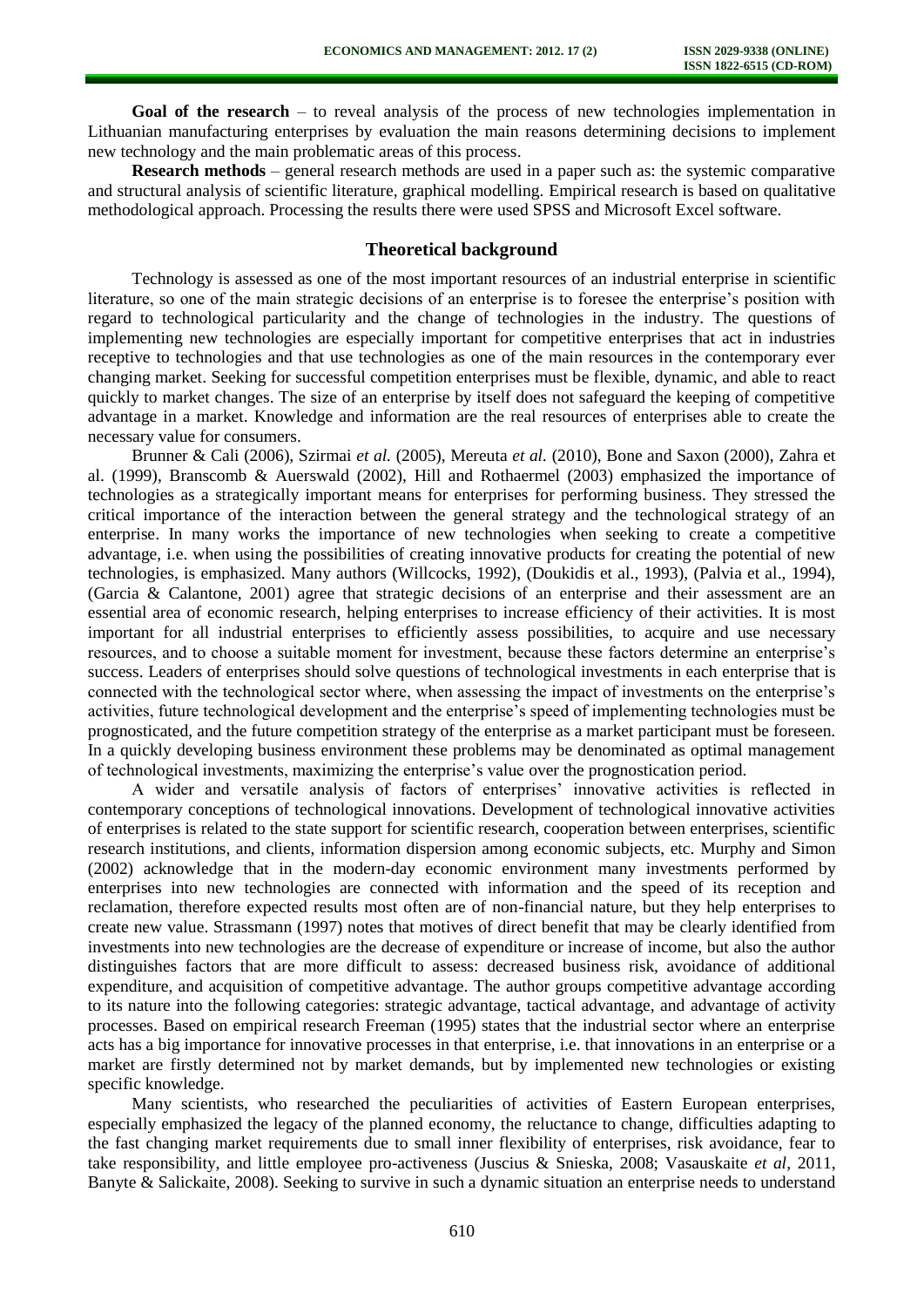**Goal of the research** – to reveal analysis of the process of new technologies implementation in Lithuanian manufacturing enterprises by evaluation the main reasons determining decisions to implement new technology and the main problematic areas of this process.

**Research methods** – general research methods are used in a paper such as: the systemic comparative and structural analysis of scientific literature, graphical modelling. Empirical research is based on qualitative methodological approach. Processing the results there were used SPSS and Microsoft Excel software.

## Theoretical background

Technology is assessed as one of the most important resources of an industrial enterprise in scientific literature, so one of the main strategic decisions of an enterprise is to foresee the enterprise's position with regard to technological particularity and the change of technologies in the industry. The questions of implementing new technologies are especially important for competitive enterprises that act in industries receptive to technologies and that use technologies as one of the main resources in the contemporary ever changing market. Seeking for successful competition enterprises must be flexible, dynamic, and able to react quickly to market changes. The size of an enterprise by itself does not safeguard the keeping of competitive advantage in a market. Knowledge and information are the real resources of enterprises able to create the necessary value for consumers.

Brunner & Cali (2006), Szirmai *et al.* (2005), Mereuta *et al.* (2010), Bone and Saxon (2000), Zahra et al. (1999), Branscomb & Auerswald (2002), Hill and Rothaermel (2003) emphasized the importance of technologies as a strategically important means for enterprises for performing business. They stressed the critical importance of the interaction between the general strategy and the technological strategy of an enterprise. In many works the importance of new technologies when seeking to create a competitive advantage, i.e. when using the possibilities of creating innovative products for creating the potential of new technologies, is emphasized. Many authors (Willcocks, 1992), (Doukidis et al., 1993), (Palvia et al., 1994), (Garcia & Calantone, 2001) agree that strategic decisions of an enterprise and their assessment are an essential area of economic research, helping enterprises to increase efficiency of their activities. It is most important for all industrial enterprises to efficiently assess possibilities, to acquire and use necessary resources, and to choose a suitable moment for investment, because these factors determine an enterprise's success. Leaders of enterprises should solve questions of technological investments in each enterprise that is connected with the technological sector where, when assessing the impact of investments on the enterprise's activities, future technological development and the enterprise's speed of implementing technologies must be prognosticated, and the future competition strategy of the enterprise as a market participant must be foreseen. In a quickly developing business environment these problems may be denominated as optimal management of technological investments, maximizing the enterprise's value over the prognostication period.

A wider and versatile analysis of factors of enterprises' innovative activities is reflected in contemporary conceptions of technological innovations. Development of technological innovative activities of enterprises is related to the state support for scientific research, cooperation between enterprises, scientific research institutions, and clients, information dispersion among economic subjects, etc. Murphy and Simon (2002) acknowledge that in the modern-day economic environment many investments performed by enterprises into new technologies are connected with information and the speed of its reception and reclamation, therefore expected results most often are of non-financial nature, but they help enterprises to create new value. Strassmann (1997) notes that motives of direct benefit that may be clearly identified from investments into new technologies are the decrease of expenditure or increase of income, but also the author distinguishes factors that are more difficult to assess: decreased business risk, avoidance of additional expenditure, and acquisition of competitive advantage. The author groups competitive advantage according to its nature into the following categories: strategic advantage, tactical advantage, and advantage of activity processes. Based on empirical research Freeman (1995) states that the industrial sector where an enterprise acts has a big importance for innovative processes in that enterprise, i.e. that innovations in an enterprise or a market are firstly determined not by market demands, but by implemented new technologies or existing specific knowledge.

Many scientists, who researched the peculiarities of activities of Eastern European enterprises, especially emphasized the legacy of the planned economy, the reluctance to change, difficulties adapting to the fast changing market requirements due to small inner flexibility of enterprises, risk avoidance, fear to take responsibility, and little employee pro-activeness (Juscius & Snieska, 2008; Vasauskaite *et al*, 2011, Banyte & Salickaite, 2008). Seeking to survive in such a dynamic situation an enterprise needs to understand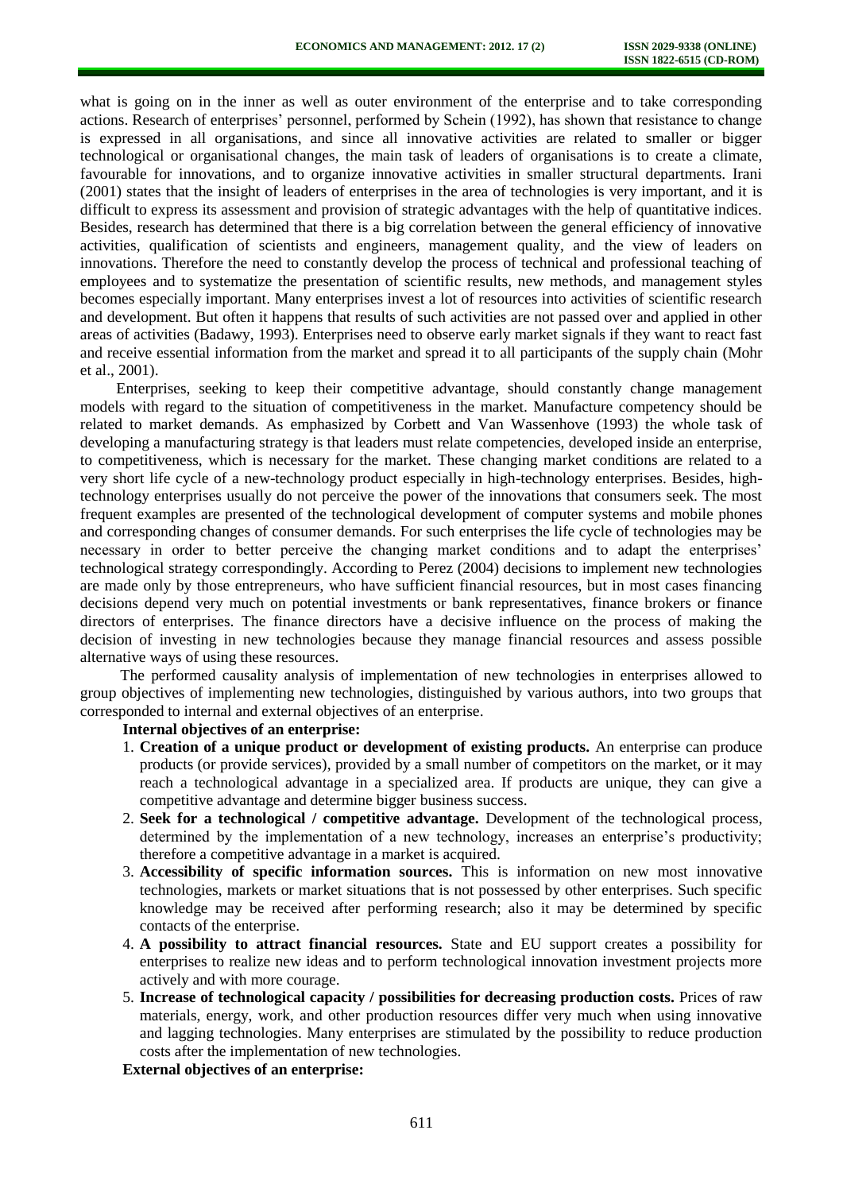what is going on in the inner as well as outer environment of the enterprise and to take corresponding actions. Research of enterprises' personnel, performed by Schein (1992), has shown that resistance to change is expressed in all organisations, and since all innovative activities are related to smaller or bigger technological or organisational changes, the main task of leaders of organisations is to create a climate, favourable for innovations, and to organize innovative activities in smaller structural departments. Irani (2001) states that the insight of leaders of enterprises in the area of technologies is very important, and it is difficult to express its assessment and provision of strategic advantages with the help of quantitative indices. Besides, research has determined that there is a big correlation between the general efficiency of innovative activities, qualification of scientists and engineers, management quality, and the view of leaders on innovations. Therefore the need to constantly develop the process of technical and professional teaching of employees and to systematize the presentation of scientific results, new methods, and management styles becomes especially important. Many enterprises invest a lot of resources into activities of scientific research and development. But often it happens that results of such activities are not passed over and applied in other areas of activities (Badawy, 1993). Enterprises need to observe early market signals if they want to react fast and receive essential information from the market and spread it to all participants of the supply chain (Mohr et al., 2001).

Enterprises, seeking to keep their competitive advantage, should constantly change management models with regard to the situation of competitiveness in the market. Manufacture competency should be related to market demands. As emphasized by Corbett and Van Wassenhove (1993) the whole task of developing a manufacturing strategy is that leaders must relate competencies, developed inside an enterprise, to competitiveness, which is necessary for the market. These changing market conditions are related to a very short life cycle of a new-technology product especially in high-technology enterprises. Besides, high-technology enterprises usually do not perceive the power of the innovations that consumers seek. The most frequent examples are presented of the technological development of computer systems and mobile phones and corresponding changes of consumer demands. For such enterprises the life cycle of technologies may be necessary in order to better perceive the changing market conditions and to adapt the enterprises' technological strategy correspondingly. According to Perez (2004) decisions to implement new technologies are made only by those entrepreneurs, who have sufficient financial resources, but in most cases financing decisions depend very much on potential investments or bank representatives, finance brokers or finance directors of enterprises. The finance directors have a decisive influence on the process of making the decision of investing in new technologies because they manage financial resources and assess possible alternative ways of using these resources.

The performed causality analysis of implementation of new technologies in enterprises allowed to group objectives of implementing new technologies, distinguished by various authors, into two groups that corresponded to internal and external objectives of an enterprise.

**Internal objectives of an enterprise:**

1. **Creation of a unique product or development of existing products.** An enterprise can produce products (or provide services), provided by a small number of competitors on the market, or it may reach a technological advantage in a specialized area. If products are unique, they can give a competitive advantage and determine bigger business success.
2. **Seek for a technological / competitive advantage.** Development of the technological process, determined by the implementation of a new technology, increases an enterprise's productivity; therefore a competitive advantage in a market is acquired.
3. **Accessibility of specific information sources.** This is information on new most innovative technologies, markets or market situations that is not possessed by other enterprises. Such specific knowledge may be received after performing research; also it may be determined by specific contacts of the enterprise.
4. **A possibility to attract financial resources.** State and EU support creates a possibility for enterprises to realize new ideas and to perform technological innovation investment projects more actively and with more courage.
5. **Increase of technological capacity / possibilities for decreasing production costs.** Prices of raw materials, energy, work, and other production resources differ very much when using innovative and lagging technologies. Many enterprises are stimulated by the possibility to reduce production costs after the implementation of new technologies.

**External objectives of an enterprise:**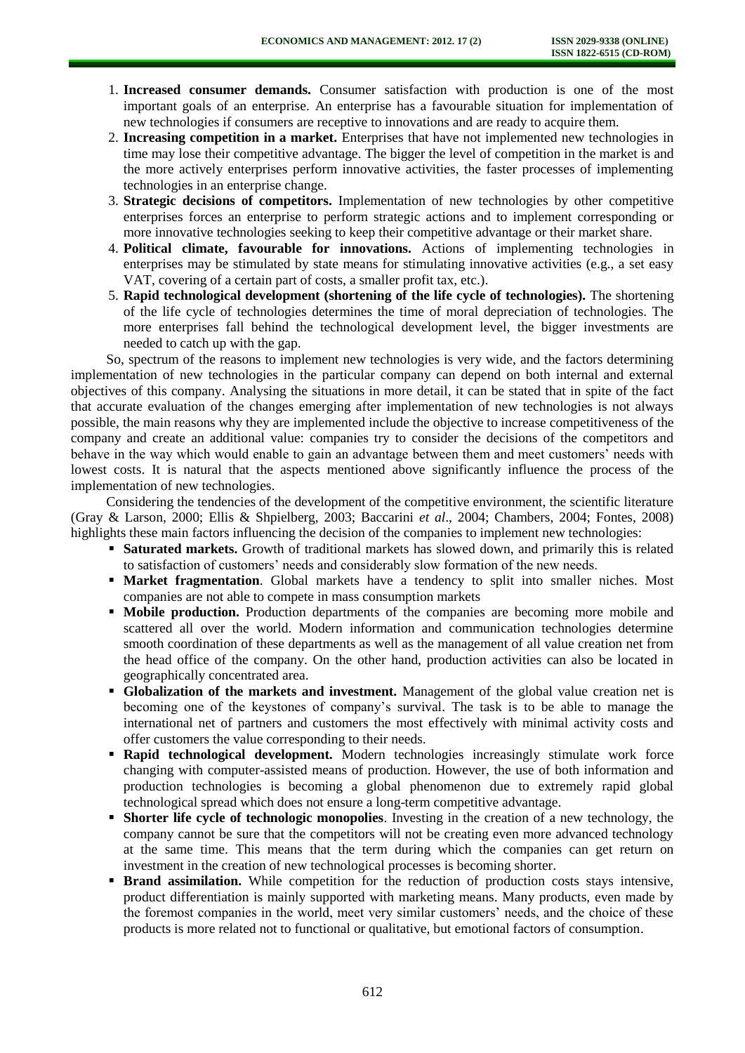1. **Increased consumer demands.** Consumer satisfaction with production is one of the most important goals of an enterprise. An enterprise has a favourable situation for implementation of new technologies if consumers are receptive to innovations and are ready to acquire them.
2. **Increasing competition in a market.** Enterprises that have not implemented new technologies in time may lose their competitive advantage. The bigger the level of competition in the market is and the more actively enterprises perform innovative activities, the faster processes of implementing technologies in an enterprise change.
3. **Strategic decisions of competitors.** Implementation of new technologies by other competitive enterprises forces an enterprise to perform strategic actions and to implement corresponding or more innovative technologies seeking to keep their competitive advantage or their market share.
4. **Political climate, favourable for innovations.** Actions of implementing technologies in enterprises may be stimulated by state means for stimulating innovative activities (e.g., a set easy VAT, covering of a certain part of costs, a smaller profit tax, etc.).
5. **Rapid technological development (shortening of the life cycle of technologies).** The shortening of the life cycle of technologies determines the time of moral depreciation of technologies. The more enterprises fall behind the technological development level, the bigger investments are needed to catch up with the gap.

So, spectrum of the reasons to implement new technologies is very wide, and the factors determining implementation of new technologies in the particular company can depend on both internal and external objectives of this company. Analysing the situations in more detail, it can be stated that in spite of the fact that accurate evaluation of the changes emerging after implementation of new technologies is not always possible, the main reasons why they are implemented include the objective to increase competitiveness of the company and create an additional value: companies try to consider the decisions of the competitors and behave in the way which would enable to gain an advantage between them and meet customers' needs with lowest costs. It is natural that the aspects mentioned above significantly influence the process of the implementation of new technologies.

Considering the tendencies of the development of the competitive environment, the scientific literature (Gray & Larson, 2000; Ellis & Shpielberg, 2003; Baccarini *et al*., 2004; Chambers, 2004; Fontes, 2008) highlights these main factors influencing the decision of the companies to implement new technologies:

- **Saturated markets.** Growth of traditional markets has slowed down, and primarily this is related to satisfaction of customers' needs and considerably slow formation of the new needs.
- **Market fragmentation**. Global markets have a tendency to split into smaller niches. Most companies are not able to compete in mass consumption markets
- **Mobile production.** Production departments of the companies are becoming more mobile and scattered all over the world. Modern information and communication technologies determine smooth coordination of these departments as well as the management of all value creation net from the head office of the company. On the other hand, production activities can also be located in geographically concentrated area.
- **Globalization of the markets and investment.** Management of the global value creation net is becoming one of the keystones of company's survival. The task is to be able to manage the international net of partners and customers the most effectively with minimal activity costs and offer customers the value corresponding to their needs.
- **Rapid technological development.** Modern technologies increasingly stimulate work force changing with computer-assisted means of production. However, the use of both information and production technologies is becoming a global phenomenon due to extremely rapid global technological spread which does not ensure a long-term competitive advantage.
- **Shorter life cycle of technologic monopolies**. Investing in the creation of a new technology, the company cannot be sure that the competitors will not be creating even more advanced technology at the same time. This means that the term during which the companies can get return on investment in the creation of new technological processes is becoming shorter.
- **Brand assimilation.** While competition for the reduction of production costs stays intensive, product differentiation is mainly supported with marketing means. Many products, even made by the foremost companies in the world, meet very similar customers' needs, and the choice of these products is more related not to functional or qualitative, but emotional factors of consumption.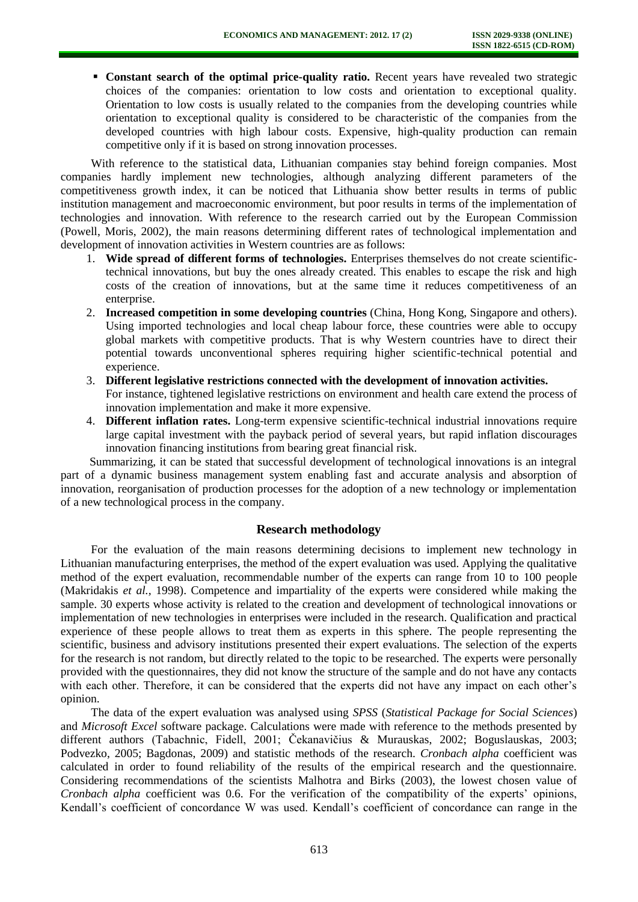- **Constant search of the optimal price-quality ratio.** Recent years have revealed two strategic choices of the companies: orientation to low costs and orientation to exceptional quality. Orientation to low costs is usually related to the companies from the developing countries while orientation to exceptional quality is considered to be characteristic of the companies from the developed countries with high labour costs. Expensive, high-quality production can remain competitive only if it is based on strong innovation processes.

With reference to the statistical data, Lithuanian companies stay behind foreign companies. Most companies hardly implement new technologies, although analyzing different parameters of the competitiveness growth index, it can be noticed that Lithuania show better results in terms of public institution management and macroeconomic environment, but poor results in terms of the implementation of technologies and innovation. With reference to the research carried out by the European Commission (Powell, Moris, 2002), the main reasons determining different rates of technological implementation and development of innovation activities in Western countries are as follows:

1. **Wide spread of different forms of technologies.** Enterprises themselves do not create scientific-technical innovations, but buy the ones already created. This enables to escape the risk and high costs of the creation of innovations, but at the same time it reduces competitiveness of an enterprise.
2. **Increased competition in some developing countries** (China, Hong Kong, Singapore and others). Using imported technologies and local cheap labour force, these countries were able to occupy global markets with competitive products. That is why Western countries have to direct their potential towards unconventional spheres requiring higher scientific-technical potential and experience.
3. **Different legislative restrictions connected with the development of innovation activities.** For instance, tightened legislative restrictions on environment and health care extend the process of innovation implementation and make it more expensive.
4. **Different inflation rates.** Long-term expensive scientific-technical industrial innovations require large capital investment with the payback period of several years, but rapid inflation discourages innovation financing institutions from bearing great financial risk.

Summarizing, it can be stated that successful development of technological innovations is an integral part of a dynamic business management system enabling fast and accurate analysis and absorption of innovation, reorganisation of production processes for the adoption of a new technology or implementation of a new technological process in the company.

## Research methodology

For the evaluation of the main reasons determining decisions to implement new technology in Lithuanian manufacturing enterprises, the method of the expert evaluation was used. Applying the qualitative method of the expert evaluation, recommendable number of the experts can range from 10 to 100 people (Makridakis *et al.*, 1998). Competence and impartiality of the experts were considered while making the sample. 30 experts whose activity is related to the creation and development of technological innovations or implementation of new technologies in enterprises were included in the research. Qualification and practical experience of these people allows to treat them as experts in this sphere. The people representing the scientific, business and advisory institutions presented their expert evaluations. The selection of the experts for the research is not random, but directly related to the topic to be researched. The experts were personally provided with the questionnaires, they did not know the structure of the sample and do not have any contacts with each other. Therefore, it can be considered that the experts did not have any impact on each other's opinion.

The data of the expert evaluation was analysed using *SPSS* (*Statistical Package for Social Sciences*) and *Microsoft Excel* software package. Calculations were made with reference to the methods presented by different authors (Tabachnic, Fidell, 2001; Čekanavičius & Murauskas, 2002; Boguslauskas, 2003; Podvezko, 2005; Bagdonas, 2009) and statistic methods of the research. *Cronbach alpha* coefficient was calculated in order to found reliability of the results of the empirical research and the questionnaire. Considering recommendations of the scientists Malhotra and Birks (2003), the lowest chosen value of *Cronbach alpha* coefficient was 0.6. For the verification of the compatibility of the experts' opinions, Kendall's coefficient of concordance W was used. Kendall's coefficient of concordance can range in the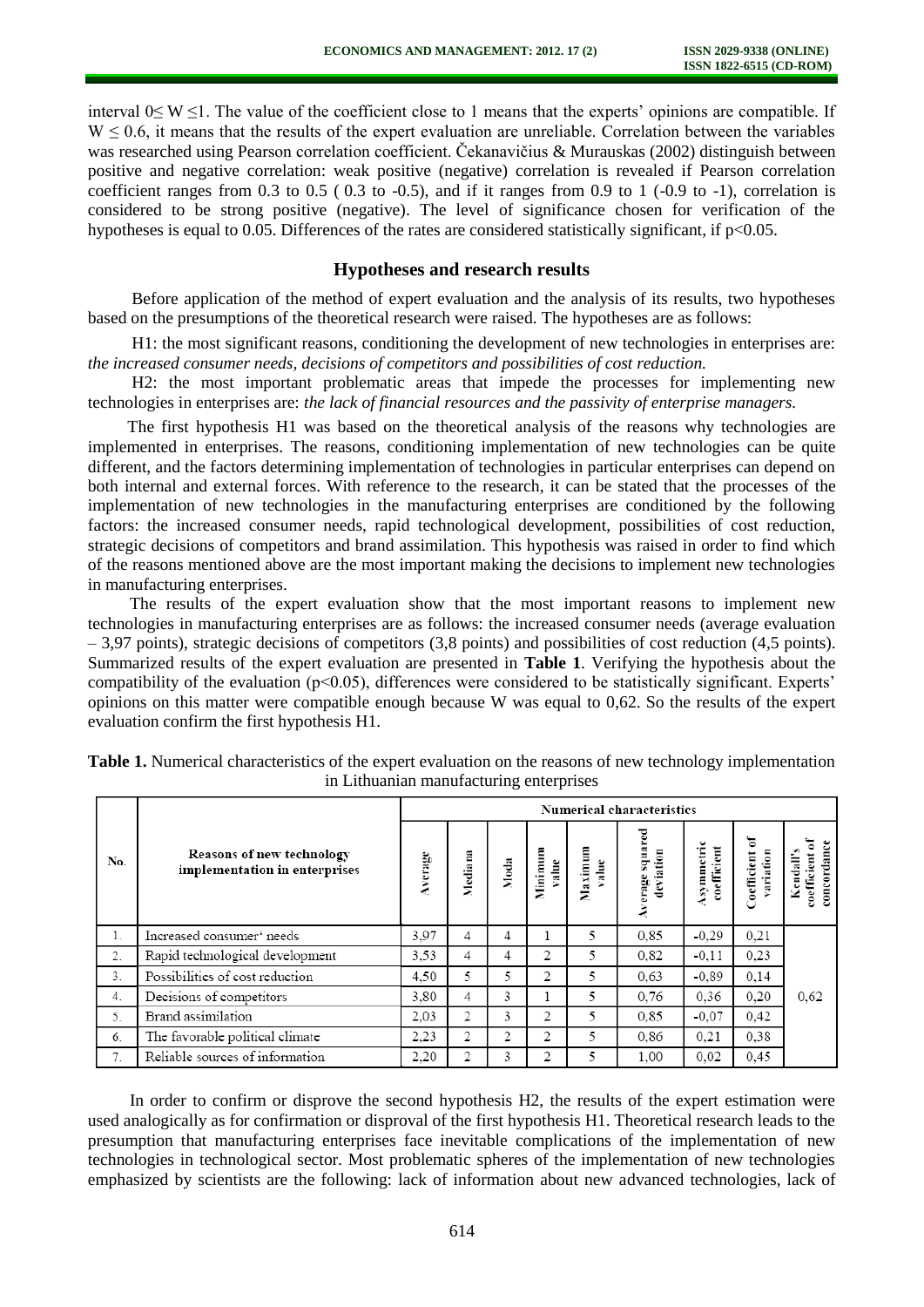interval $0 \leq W \leq 1$. The value of the coefficient close to 1 means that the experts' opinions are compatible. If $W \leq 0.6$, it means that the results of the expert evaluation are unreliable. Correlation between the variables was researched using Pearson correlation coefficient. Čekanavičius & Murauskas (2002) distinguish between positive and negative correlation: weak positive (negative) correlation is revealed if Pearson correlation coefficient ranges from 0.3 to 0.5 ( 0.3 to -0.5), and if it ranges from 0.9 to 1 (-0.9 to -1), correlation is considered to be strong positive (negative). The level of significance chosen for verification of the hypotheses is equal to 0.05. Differences of the rates are considered statistically significant, if $p<0.05$.

## Hypotheses and research results

Before application of the method of expert evaluation and the analysis of its results, two hypotheses based on the presumptions of the theoretical research were raised. The hypotheses are as follows:

H1: the most significant reasons, conditioning the development of new technologies in enterprises are: *the increased consumer needs, decisions of competitors and possibilities of cost reduction.*

H2: the most important problematic areas that impede the processes for implementing new technologies in enterprises are: *the lack of financial resources and the passivity of enterprise managers.*

The first hypothesis H1 was based on the theoretical analysis of the reasons why technologies are implemented in enterprises. The reasons, conditioning implementation of new technologies can be quite different, and the factors determining implementation of technologies in particular enterprises can depend on both internal and external forces. With reference to the research, it can be stated that the processes of the implementation of new technologies in the manufacturing enterprises are conditioned by the following factors: the increased consumer needs, rapid technological development, possibilities of cost reduction, strategic decisions of competitors and brand assimilation. This hypothesis was raised in order to find which of the reasons mentioned above are the most important making the decisions to implement new technologies in manufacturing enterprises.

The results of the expert evaluation show that the most important reasons to implement new technologies in manufacturing enterprises are as follows: the increased consumer needs (average evaluation – 3,97 points), strategic decisions of competitors (3,8 points) and possibilities of cost reduction (4,5 points). Summarized results of the expert evaluation are presented in **Table 1**. Verifying the hypothesis about the compatibility of the evaluation ($p<0.05$), differences were considered to be statistically significant. Experts' opinions on this matter were compatible enough because W was equal to 0,62. So the results of the expert evaluation confirm the first hypothesis H1.

**Table 1.** Numerical characteristics of the expert evaluation on the reasons of new technology implementation in Lithuanian manufacturing enterprises

| No. | Reasons of new technology implementation in enterprises | Numerical characteristics | | | | | | | | |
|---|---|---|---|---|---|---|---|---|---|---|
| | | Average | Mediana | Moda | Minimum value | Maximum value | Average squared deviation | Asymmetric coefficient | Coefficient of variation | Kendall's coefficient of concordance |
| 1. | Increased consumer' needs | 3,97 | 4 | 4 | 1 | 5 | 0,85 | -0,29 | 0,21 | 0,62 |
| 2. | Rapid technological development | 3,53 | 4 | 4 | 2 | 5 | 0,82 | -0,11 | 0,23 | |
| 3. | Possibilities of cost reduction | 4,50 | 5 | 5 | 2 | 5 | 0,63 | -0,89 | 0,14 | |
| 4. | Decisions of competitors | 3,80 | 4 | 3 | 1 | 5 | 0,76 | 0,36 | 0,20 | |
| 5. | Brand assimilation | 2,03 | 2 | 3 | 2 | 5 | 0,85 | -0,07 | 0,42 | |
| 6. | The favorable political climate | 2,23 | 2 | 2 | 2 | 5 | 0,86 | 0,21 | 0,38 | |
| 7. | Reliable sources of information | 2,20 | 2 | 3 | 2 | 5 | 1,00 | 0,02 | 0,45 | |

In order to confirm or disprove the second hypothesis H2, the results of the expert estimation were used analogically as for confirmation or disproval of the first hypothesis H1. Theoretical research leads to the presumption that manufacturing enterprises face inevitable complications of the implementation of new technologies in technological sector. Most problematic spheres of the implementation of new technologies emphasized by scientists are the following: lack of information about new advanced technologies, lack of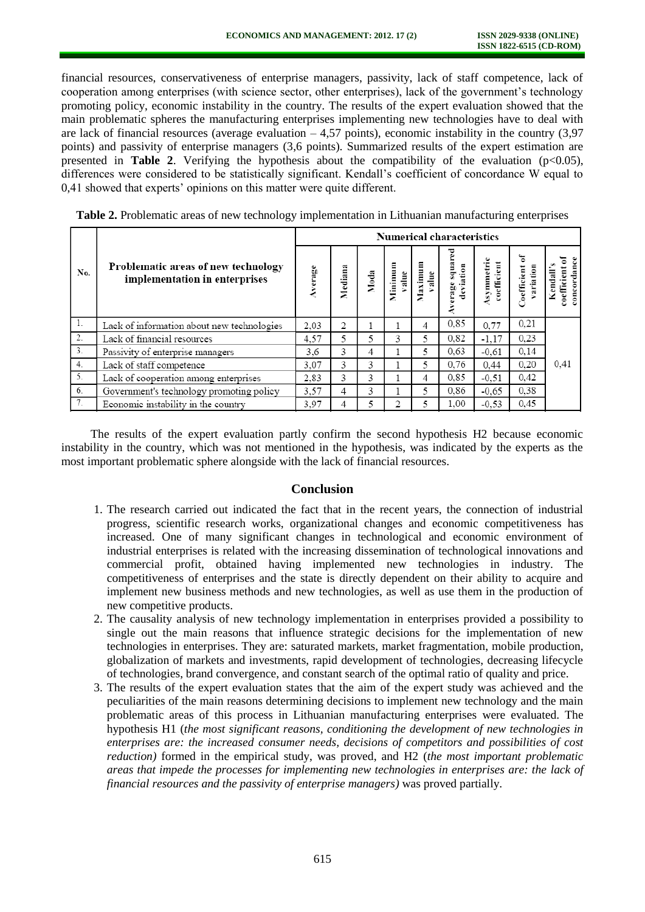financial resources, conservativeness of enterprise managers, passivity, lack of staff competence, lack of cooperation among enterprises (with science sector, other enterprises), lack of the government's technology promoting policy, economic instability in the country. The results of the expert evaluation showed that the main problematic spheres the manufacturing enterprises implementing new technologies have to deal with are lack of financial resources (average evaluation – 4,57 points), economic instability in the country (3,97 points) and passivity of enterprise managers (3,6 points). Summarized results of the expert estimation are presented in **Table 2**. Verifying the hypothesis about the compatibility of the evaluation ($p<0.05$), differences were considered to be statistically significant. Kendall's coefficient of concordance W equal to 0,41 showed that experts' opinions on this matter were quite different.

**Table 2.** Problematic areas of new technology implementation in Lithuanian manufacturing enterprises

| No. | Problematic areas of new technology implementation in enterprises | Numerical characteristics | | | | | | | | |
|---|---|---|---|---|---|---|---|---|---|---|
| | | Average | Mediana | Moda | Minimum value | Maximum value | Average squared deviation | Asymmetric coefficient | Coefficient of variation | Kendall's coefficient of concordance |
| 1. | Lack of information about new technologies | 2,03 | 2 | 1 | 1 | 4 | 0,85 | 0,77 | 0,21 | 0,41 |
| 2. | Lack of financial resources | 4,57 | 5 | 5 | 3 | 5 | 0,82 | -1,17 | 0,23 | |
| 3. | Passivity of enterprise managers | 3,6 | 3 | 4 | 1 | 5 | 0,63 | -0,61 | 0,14 | |
| 4. | Lack of staff competence | 3,07 | 3 | 3 | 1 | 5 | 0,76 | 0,44 | 0,20 | |
| 5. | Lack of cooperation among enterprises | 2,83 | 3 | 3 | 1 | 4 | 0,85 | -0,51 | 0,42 | |
| 6. | Government's technology promoting policy | 3,57 | 4 | 3 | 1 | 5 | 0,86 | -0,65 | 0,38 | |
| 7. | Economic instability in the country | 3,97 | 4 | 5 | 2 | 5 | 1,00 | -0,53 | 0,45 | |

The results of the expert evaluation partly confirm the second hypothesis H2 because economic instability in the country, which was not mentioned in the hypothesis, was indicated by the experts as the most important problematic sphere alongside with the lack of financial resources.

## Conclusion

1. The research carried out indicated the fact that in the recent years, the connection of industrial progress, scientific research works, organizational changes and economic competitiveness has increased. One of many significant changes in technological and economic environment of industrial enterprises is related with the increasing dissemination of technological innovations and commercial profit, obtained having implemented new technologies in industry. The competitiveness of enterprises and the state is directly dependent on their ability to acquire and implement new business methods and new technologies, as well as use them in the production of new competitive products.
2. The causality analysis of new technology implementation in enterprises provided a possibility to single out the main reasons that influence strategic decisions for the implementation of new technologies in enterprises. They are: saturated markets, market fragmentation, mobile production, globalization of markets and investments, rapid development of technologies, decreasing lifecycle of technologies, brand convergence, and constant search of the optimal ratio of quality and price.
3. The results of the expert evaluation states that the aim of the expert study was achieved and the peculiarities of the main reasons determining decisions to implement new technology and the main problematic areas of this process in Lithuanian manufacturing enterprises were evaluated. The hypothesis H1 (*the most significant reasons, conditioning the development of new technologies in enterprises are: the increased consumer needs, decisions of competitors and possibilities of cost reduction)* formed in the empirical study, was proved, and H2 (*the most important problematic areas that impede the processes for implementing new technologies in enterprises are: the lack of financial resources and the passivity of enterprise managers)* was proved partially.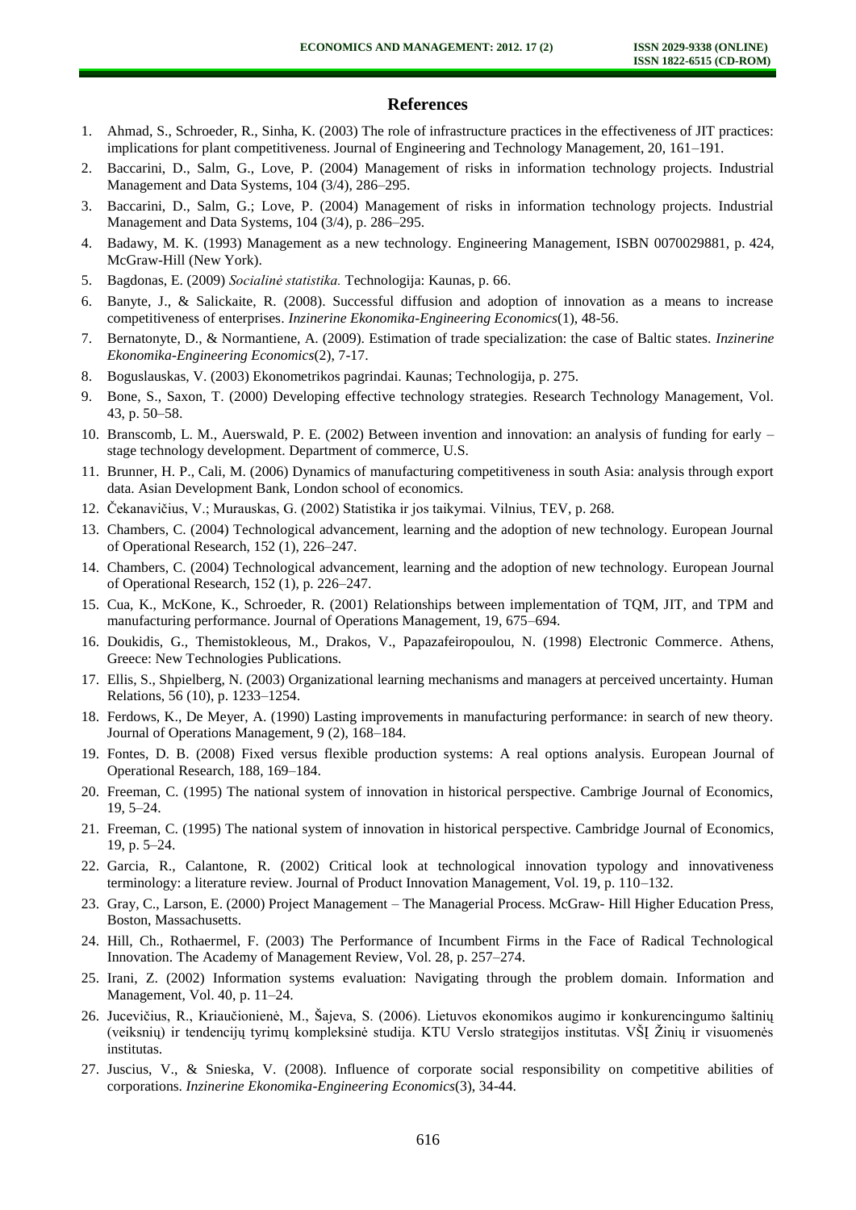## References

1. Ahmad, S., Schroeder, R., Sinha, K. (2003) The role of infrastructure practices in the effectiveness of JIT practices: implications for plant competitiveness. Journal of Engineering and Technology Management, 20, 161–191.
2. Baccarini, D., Salm, G., Love, P. (2004) Management of risks in information technology projects. Industrial Management and Data Systems, 104 (3/4), 286–295.
3. Baccarini, D., Salm, G.; Love, P. (2004) Management of risks in information technology projects. Industrial Management and Data Systems, 104 (3/4), p. 286–295.
4. Badawy, M. K. (1993) Management as a new technology. Engineering Management, ISBN 0070029881, p. 424, McGraw-Hill (New York).
5. Bagdonas, E. (2009) *Socialinė statistika.* Technologija: Kaunas, p. 66.
6. Banyte, J., & Salickaite, R. (2008). Successful diffusion and adoption of innovation as a means to increase competitiveness of enterprises. *Inzinerine Ekonomika-Engineering Economics*(1), 48-56.
7. Bernatonyte, D., & Normantiene, A. (2009). Estimation of trade specialization: the case of Baltic states. *Inzinerine Ekonomika-Engineering Economics*(2), 7-17.
8. Boguslauskas, V. (2003) Ekonometrikos pagrindai. Kaunas; Technologija, p. 275.
9. Bone, S., Saxon, T. (2000) Developing effective technology strategies. Research Technology Management, Vol. 43, p. 50–58.
10. Branscomb, L. M., Auerswald, P. E. (2002) Between invention and innovation: an analysis of funding for early – stage technology development. Department of commerce, U.S.
11. Brunner, H. P., Cali, M. (2006) Dynamics of manufacturing competitiveness in south Asia: analysis through export data. Asian Development Bank, London school of economics.
12. Čekanavičius, V.; Murauskas, G. (2002) Statistika ir jos taikymai. Vilnius, TEV, p. 268.
13. Chambers, C. (2004) Technological advancement, learning and the adoption of new technology. European Journal of Operational Research, 152 (1), 226–247.
14. Chambers, C. (2004) Technological advancement, learning and the adoption of new technology. European Journal of Operational Research, 152 (1), p. 226–247.
15. Cua, K., McKone, K., Schroeder, R. (2001) Relationships between implementation of TQM, JIT, and TPM and manufacturing performance. Journal of Operations Management, 19, 675–694.
16. Doukidis, G., Themistokleous, M., Drakos, V., Papazafeiropoulou, N. (1998) Electronic Commerce. Athens, Greece: New Technologies Publications.
17. Ellis, S., Shpielberg, N. (2003) Organizational learning mechanisms and managers at perceived uncertainty. Human Relations, 56 (10), p. 1233–1254.
18. Ferdows, K., De Meyer, A. (1990) Lasting improvements in manufacturing performance: in search of new theory. Journal of Operations Management, 9 (2), 168–184.
19. Fontes, D. B. (2008) Fixed versus flexible production systems: A real options analysis. European Journal of Operational Research, 188, 169–184.
20. Freeman, C. (1995) The national system of innovation in historical perspective. Cambrige Journal of Economics, 19, 5–24.
21. Freeman, C. (1995) The national system of innovation in historical perspective. Cambridge Journal of Economics, 19, p. 5–24.
22. Garcia, R., Calantone, R. (2002) Critical look at technological innovation typology and innovativeness terminology: a literature review. Journal of Product Innovation Management, Vol. 19, p. 110–132.
23. Gray, C., Larson, E. (2000) Project Management – The Managerial Process. McGraw- Hill Higher Education Press, Boston, Massachusetts.
24. Hill, Ch., Rothaermel, F. (2003) The Performance of Incumbent Firms in the Face of Radical Technological Innovation. The Academy of Management Review, Vol. 28, p. 257–274.
25. Irani, Z. (2002) Information systems evaluation: Navigating through the problem domain. Information and Management, Vol. 40, p. 11–24.
26. Jucevičius, R., Kriaučionienė, M., Šajeva, S. (2006). Lietuvos ekonomikos augimo ir konkurencingumo šaltinių (veiksnių) ir tendencijų tyrimų kompleksinė studija. KTU Verslo strategijos institutas. VŠĮ Žinių ir visuomenės institutas.
27. Juscius, V., & Snieska, V. (2008). Influence of corporate social responsibility on competitive abilities of corporations. *Inzinerine Ekonomika-Engineering Economics*(3), 34-44.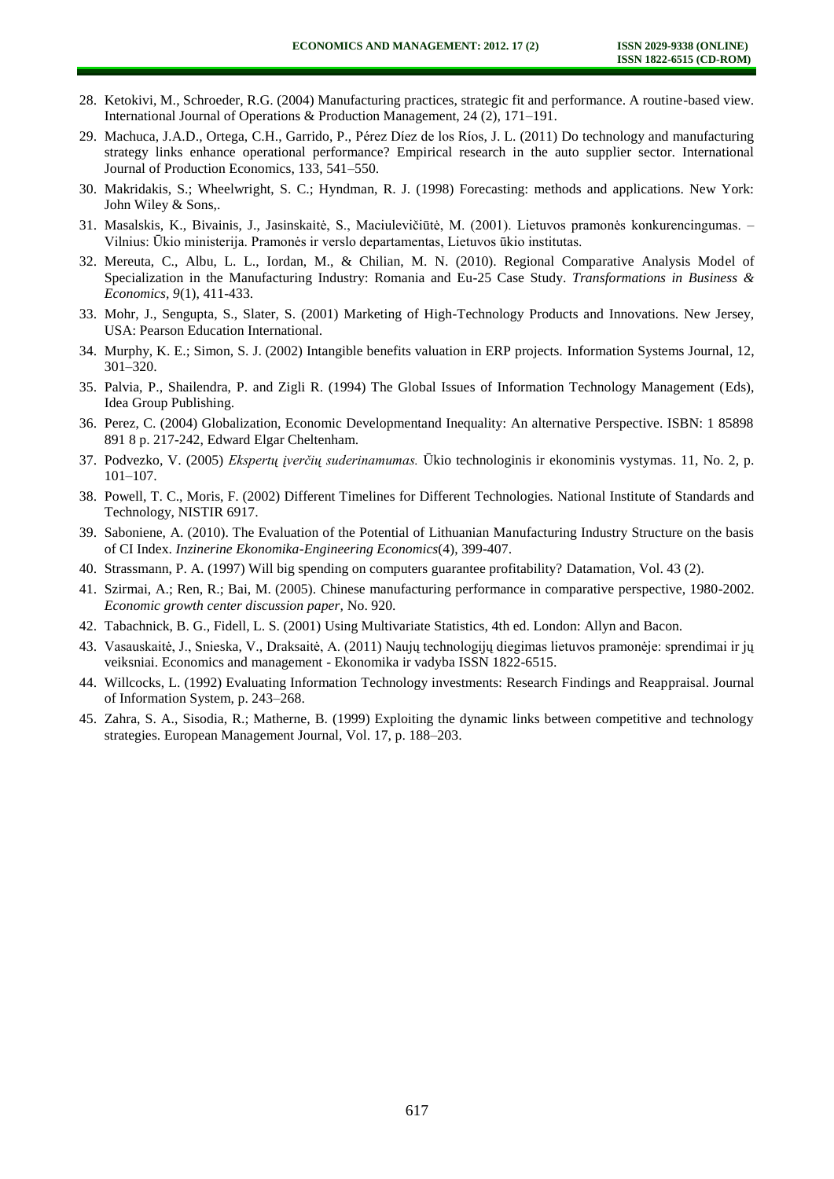28. Ketokivi, M., Schroeder, R.G. (2004) Manufacturing practices, strategic fit and performance. A routine-based view. International Journal of Operations & Production Management, 24 (2), 171–191.
29. Machuca, J.A.D., Ortega, C.H., Garrido, P., Pérez Díez de los Ríos, J. L. (2011) Do technology and manufacturing strategy links enhance operational performance? Empirical research in the auto supplier sector. International Journal of Production Economics, 133, 541–550.
30. Makridakis, S.; Wheelwright, S. C.; Hyndman, R. J. (1998) Forecasting: methods and applications. New York: John Wiley & Sons,.
31. Masalskis, K., Bivainis, J., Jasinskaitė, S., Maciulevičiūtė, M. (2001). Lietuvos pramonės konkurencingumas. – Vilnius: Ūkio ministerija. Pramonės ir verslo departamentas, Lietuvos ūkio institutas.
32. Mereuta, C., Albu, L. L., Iordan, M., & Chilian, M. N. (2010). Regional Comparative Analysis Model of Specialization in the Manufacturing Industry: Romania and Eu-25 Case Study. *Transformations in Business & Economics*, *9*(1), 411-433.
33. Mohr, J., Sengupta, S., Slater, S. (2001) Marketing of High-Technology Products and Innovations. New Jersey, USA: Pearson Education International.
34. Murphy, K. E.; Simon, S. J. (2002) Intangible benefits valuation in ERP projects. Information Systems Journal, 12, 301–320.
35. Palvia, P., Shailendra, P. and Zigli R. (1994) The Global Issues of Information Technology Management (Eds), Idea Group Publishing.
36. Perez, C. (2004) Globalization, Economic Developmentand Inequality: An alternative Perspective. ISBN: 1 85898 891 8 p. 217-242, Edward Elgar Cheltenham.
37. Podvezko, V. (2005) *Ekspertų įverčių suderinamumas.* Ūkio technologinis ir ekonominis vystymas. 11, No. 2, p. 101–107.
38. Powell, T. C., Moris, F. (2002) Different Timelines for Different Technologies. National Institute of Standards and Technology, NISTIR 6917.
39. Saboniene, A. (2010). The Evaluation of the Potential of Lithuanian Manufacturing Industry Structure on the basis of CI Index. *Inzinerine Ekonomika-Engineering Economics*(4), 399-407.
40. Strassmann, P. A. (1997) Will big spending on computers guarantee profitability? Datamation, Vol. 43 (2).
41. Szirmai, A.; Ren, R.; Bai, M. (2005). Chinese manufacturing performance in comparative perspective, 1980-2002. *Economic growth center discussion paper,* No. 920.
42. Tabachnick, B. G., Fidell, L. S. (2001) Using Multivariate Statistics, 4th ed. London: Allyn and Bacon.
43. Vasauskaitė, J., Snieska, V., Draksaitė, A. (2011) Naujų technologijų diegimas lietuvos pramonėje: sprendimai ir jų veiksniai. Economics and management - Ekonomika ir vadyba ISSN 1822-6515.
44. Willcocks, L. (1992) Evaluating Information Technology investments: Research Findings and Reappraisal. Journal of Information System, p. 243–268.
45. Zahra, S. A., Sisodia, R.; Matherne, B. (1999) Exploiting the dynamic links between competitive and technology strategies. European Management Journal, Vol. 17, p. 188–203.